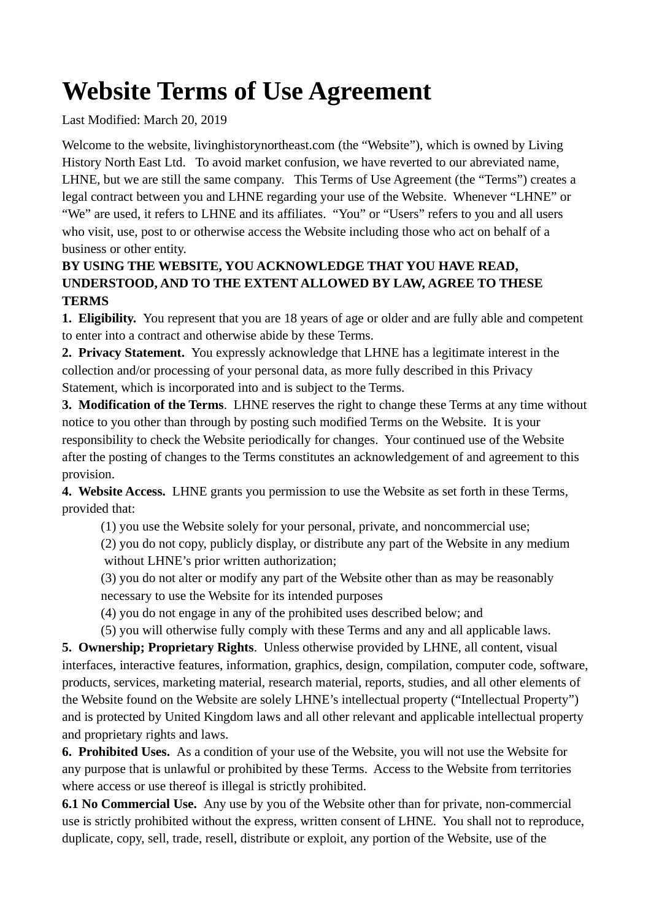# Website Terms of Use Agreement

Last Modified: March 20, 2019

Welcome to the website, livinghistorynortheast.com (the "Website"), which is owned by Living History North East Ltd. To avoid market confusion, we have reverted to our abreviated name, LHNE, but we are still the same company. This Terms of Use Agreement (the "Terms") creates a legal contract between you and LHNE regarding your use of the Website. Whenever "LHNE" or "We" are used, it refers to LHNE and its affiliates. "You" or "Users" refers to you and all users who visit, use, post to or otherwise access the Website including those who act on behalf of a business or other entity.

**BY USING THE WEBSITE, YOU ACKNOWLEDGE THAT YOU HAVE READ, UNDERSTOOD, AND TO THE EXTENT ALLOWED BY LAW, AGREE TO THESE TERMS**

**1. Eligibility.** You represent that you are 18 years of age or older and are fully able and competent to enter into a contract and otherwise abide by these Terms.

**2. Privacy Statement.** You expressly acknowledge that LHNE has a legitimate interest in the collection and/or processing of your personal data, as more fully described in this Privacy Statement, which is incorporated into and is subject to the Terms.

**3. Modification of the Terms**. LHNE reserves the right to change these Terms at any time without notice to you other than through by posting such modified Terms on the Website. It is your responsibility to check the Website periodically for changes. Your continued use of the Website after the posting of changes to the Terms constitutes an acknowledgement of and agreement to this provision.

**4. Website Access.** LHNE grants you permission to use the Website as set forth in these Terms, provided that:

(1) you use the Website solely for your personal, private, and noncommercial use;

(2) you do not copy, publicly display, or distribute any part of the Website in any medium without LHNE's prior written authorization;

(3) you do not alter or modify any part of the Website other than as may be reasonably necessary to use the Website for its intended purposes

(4) you do not engage in any of the prohibited uses described below; and

(5) you will otherwise fully comply with these Terms and any and all applicable laws.

**5. Ownership; Proprietary Rights**. Unless otherwise provided by LHNE, all content, visual interfaces, interactive features, information, graphics, design, compilation, computer code, software, products, services, marketing material, research material, reports, studies, and all other elements of the Website found on the Website are solely LHNE's intellectual property ("Intellectual Property") and is protected by United Kingdom laws and all other relevant and applicable intellectual property and proprietary rights and laws.

**6. Prohibited Uses.** As a condition of your use of the Website, you will not use the Website for any purpose that is unlawful or prohibited by these Terms. Access to the Website from territories where access or use thereof is illegal is strictly prohibited.

**6.1 No Commercial Use.** Any use by you of the Website other than for private, non-commercial use is strictly prohibited without the express, written consent of LHNE. You shall not to reproduce, duplicate, copy, sell, trade, resell, distribute or exploit, any portion of the Website, use of the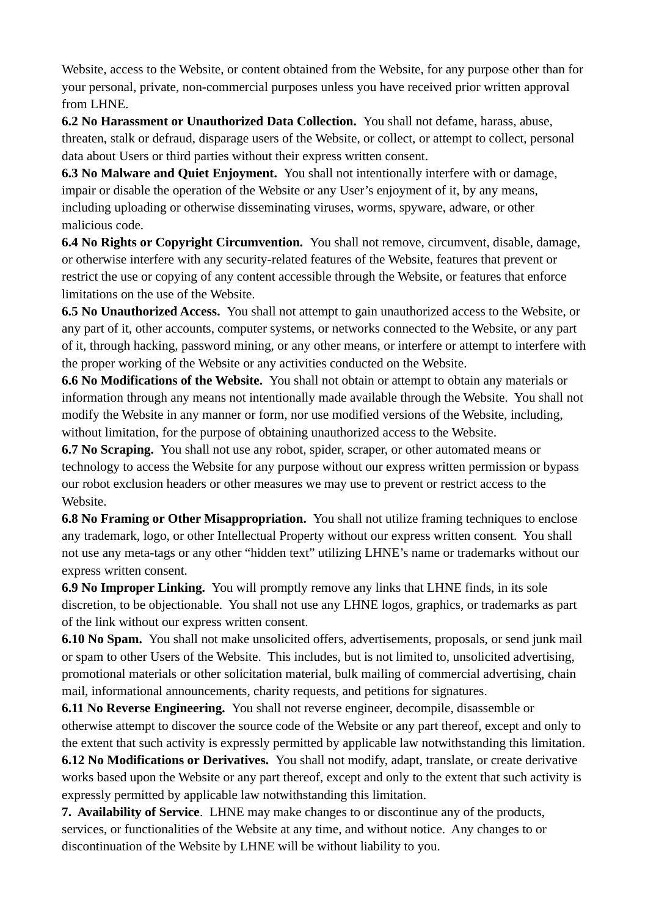Website, access to the Website, or content obtained from the Website, for any purpose other than for your personal, private, non-commercial purposes unless you have received prior written approval from LHNE.

**6.2 No Harassment or Unauthorized Data Collection.** You shall not defame, harass, abuse, threaten, stalk or defraud, disparage users of the Website, or collect, or attempt to collect, personal data about Users or third parties without their express written consent.

**6.3 No Malware and Quiet Enjoyment.** You shall not intentionally interfere with or damage, impair or disable the operation of the Website or any User's enjoyment of it, by any means, including uploading or otherwise disseminating viruses, worms, spyware, adware, or other malicious code.

**6.4 No Rights or Copyright Circumvention.** You shall not remove, circumvent, disable, damage, or otherwise interfere with any security-related features of the Website, features that prevent or restrict the use or copying of any content accessible through the Website, or features that enforce limitations on the use of the Website.

**6.5 No Unauthorized Access.** You shall not attempt to gain unauthorized access to the Website, or any part of it, other accounts, computer systems, or networks connected to the Website, or any part of it, through hacking, password mining, or any other means, or interfere or attempt to interfere with the proper working of the Website or any activities conducted on the Website.

**6.6 No Modifications of the Website.** You shall not obtain or attempt to obtain any materials or information through any means not intentionally made available through the Website. You shall not modify the Website in any manner or form, nor use modified versions of the Website, including, without limitation, for the purpose of obtaining unauthorized access to the Website.

**6.7 No Scraping.** You shall not use any robot, spider, scraper, or other automated means or technology to access the Website for any purpose without our express written permission or bypass our robot exclusion headers or other measures we may use to prevent or restrict access to the Website.

**6.8 No Framing or Other Misappropriation.** You shall not utilize framing techniques to enclose any trademark, logo, or other Intellectual Property without our express written consent. You shall not use any meta-tags or any other "hidden text" utilizing LHNE's name or trademarks without our express written consent.

**6.9 No Improper Linking.** You will promptly remove any links that LHNE finds, in its sole discretion, to be objectionable. You shall not use any LHNE logos, graphics, or trademarks as part of the link without our express written consent.

**6.10 No Spam.** You shall not make unsolicited offers, advertisements, proposals, or send junk mail or spam to other Users of the Website. This includes, but is not limited to, unsolicited advertising, promotional materials or other solicitation material, bulk mailing of commercial advertising, chain mail, informational announcements, charity requests, and petitions for signatures.

**6.11 No Reverse Engineering.** You shall not reverse engineer, decompile, disassemble or otherwise attempt to discover the source code of the Website or any part thereof, except and only to the extent that such activity is expressly permitted by applicable law notwithstanding this limitation.

**6.12 No Modifications or Derivatives.** You shall not modify, adapt, translate, or create derivative works based upon the Website or any part thereof, except and only to the extent that such activity is expressly permitted by applicable law notwithstanding this limitation.

**7. Availability of Service**. LHNE may make changes to or discontinue any of the products, services, or functionalities of the Website at any time, and without notice. Any changes to or discontinuation of the Website by LHNE will be without liability to you.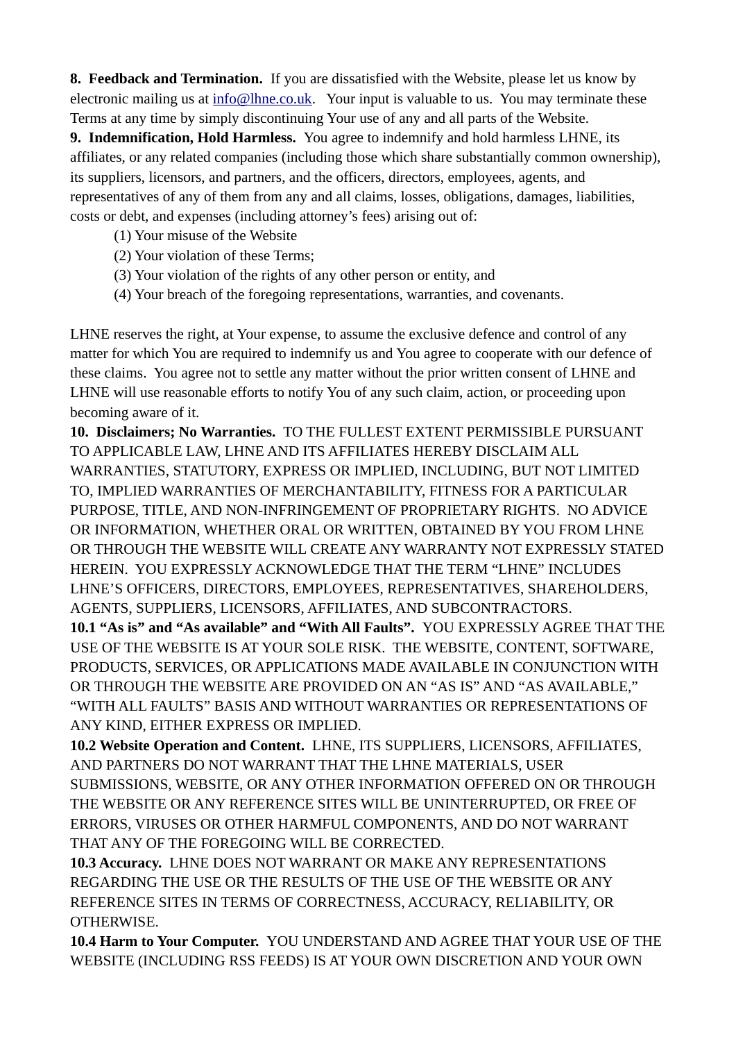**8. Feedback and Termination.** If you are dissatisfied with the Website, please let us know by electronic mailing us at info@lhne.co.uk. Your input is valuable to us. You may terminate these Terms at any time by simply discontinuing Your use of any and all parts of the Website.

**9. Indemnification, Hold Harmless.** You agree to indemnify and hold harmless LHNE, its affiliates, or any related companies (including those which share substantially common ownership), its suppliers, licensors, and partners, and the officers, directors, employees, agents, and representatives of any of them from any and all claims, losses, obligations, damages, liabilities, costs or debt, and expenses (including attorney's fees) arising out of:

(1) Your misuse of the Website
(2) Your violation of these Terms;
(3) Your violation of the rights of any other person or entity, and
(4) Your breach of the foregoing representations, warranties, and covenants.

LHNE reserves the right, at Your expense, to assume the exclusive defence and control of any matter for which You are required to indemnify us and You agree to cooperate with our defence of these claims. You agree not to settle any matter without the prior written consent of LHNE and LHNE will use reasonable efforts to notify You of any such claim, action, or proceeding upon becoming aware of it.

**10. Disclaimers; No Warranties.** TO THE FULLEST EXTENT PERMISSIBLE PURSUANT TO APPLICABLE LAW, LHNE AND ITS AFFILIATES HEREBY DISCLAIM ALL WARRANTIES, STATUTORY, EXPRESS OR IMPLIED, INCLUDING, BUT NOT LIMITED TO, IMPLIED WARRANTIES OF MERCHANTABILITY, FITNESS FOR A PARTICULAR PURPOSE, TITLE, AND NON-INFRINGEMENT OF PROPRIETARY RIGHTS. NO ADVICE OR INFORMATION, WHETHER ORAL OR WRITTEN, OBTAINED BY YOU FROM LHNE OR THROUGH THE WEBSITE WILL CREATE ANY WARRANTY NOT EXPRESSLY STATED HEREIN. YOU EXPRESSLY ACKNOWLEDGE THAT THE TERM "LHNE" INCLUDES LHNE'S OFFICERS, DIRECTORS, EMPLOYEES, REPRESENTATIVES, SHAREHOLDERS, AGENTS, SUPPLIERS, LICENSORS, AFFILIATES, AND SUBCONTRACTORS.

**10.1 "As is" and "As available" and "With All Faults".** YOU EXPRESSLY AGREE THAT THE USE OF THE WEBSITE IS AT YOUR SOLE RISK. THE WEBSITE, CONTENT, SOFTWARE, PRODUCTS, SERVICES, OR APPLICATIONS MADE AVAILABLE IN CONJUNCTION WITH OR THROUGH THE WEBSITE ARE PROVIDED ON AN "AS IS" AND "AS AVAILABLE," "WITH ALL FAULTS" BASIS AND WITHOUT WARRANTIES OR REPRESENTATIONS OF ANY KIND, EITHER EXPRESS OR IMPLIED.

**10.2 Website Operation and Content.** LHNE, ITS SUPPLIERS, LICENSORS, AFFILIATES, AND PARTNERS DO NOT WARRANT THAT THE LHNE MATERIALS, USER SUBMISSIONS, WEBSITE, OR ANY OTHER INFORMATION OFFERED ON OR THROUGH THE WEBSITE OR ANY REFERENCE SITES WILL BE UNINTERRUPTED, OR FREE OF ERRORS, VIRUSES OR OTHER HARMFUL COMPONENTS, AND DO NOT WARRANT THAT ANY OF THE FOREGOING WILL BE CORRECTED.

**10.3 Accuracy.** LHNE DOES NOT WARRANT OR MAKE ANY REPRESENTATIONS REGARDING THE USE OR THE RESULTS OF THE USE OF THE WEBSITE OR ANY REFERENCE SITES IN TERMS OF CORRECTNESS, ACCURACY, RELIABILITY, OR OTHERWISE.

**10.4 Harm to Your Computer.** YOU UNDERSTAND AND AGREE THAT YOUR USE OF THE WEBSITE (INCLUDING RSS FEEDS) IS AT YOUR OWN DISCRETION AND YOUR OWN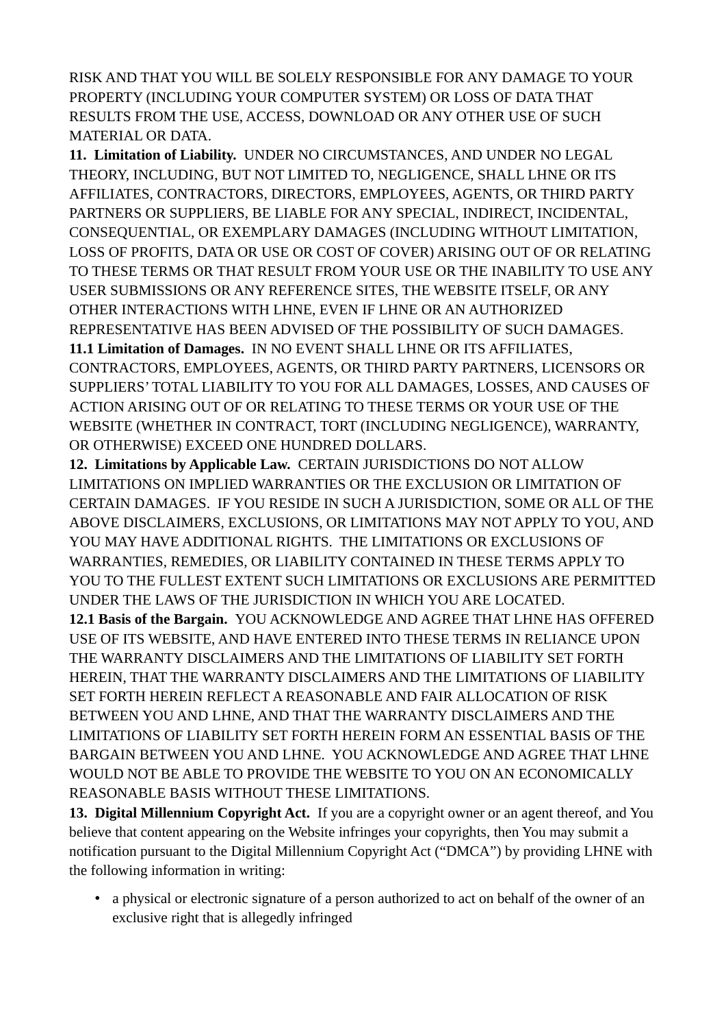RISK AND THAT YOU WILL BE SOLELY RESPONSIBLE FOR ANY DAMAGE TO YOUR PROPERTY (INCLUDING YOUR COMPUTER SYSTEM) OR LOSS OF DATA THAT RESULTS FROM THE USE, ACCESS, DOWNLOAD OR ANY OTHER USE OF SUCH MATERIAL OR DATA.

**11. Limitation of Liability.** UNDER NO CIRCUMSTANCES, AND UNDER NO LEGAL THEORY, INCLUDING, BUT NOT LIMITED TO, NEGLIGENCE, SHALL LHNE OR ITS AFFILIATES, CONTRACTORS, DIRECTORS, EMPLOYEES, AGENTS, OR THIRD PARTY PARTNERS OR SUPPLIERS, BE LIABLE FOR ANY SPECIAL, INDIRECT, INCIDENTAL, CONSEQUENTIAL, OR EXEMPLARY DAMAGES (INCLUDING WITHOUT LIMITATION, LOSS OF PROFITS, DATA OR USE OR COST OF COVER) ARISING OUT OF OR RELATING TO THESE TERMS OR THAT RESULT FROM YOUR USE OR THE INABILITY TO USE ANY USER SUBMISSIONS OR ANY REFERENCE SITES, THE WEBSITE ITSELF, OR ANY OTHER INTERACTIONS WITH LHNE, EVEN IF LHNE OR AN AUTHORIZED REPRESENTATIVE HAS BEEN ADVISED OF THE POSSIBILITY OF SUCH DAMAGES.

**11.1 Limitation of Damages.** IN NO EVENT SHALL LHNE OR ITS AFFILIATES, CONTRACTORS, EMPLOYEES, AGENTS, OR THIRD PARTY PARTNERS, LICENSORS OR SUPPLIERS' TOTAL LIABILITY TO YOU FOR ALL DAMAGES, LOSSES, AND CAUSES OF ACTION ARISING OUT OF OR RELATING TO THESE TERMS OR YOUR USE OF THE WEBSITE (WHETHER IN CONTRACT, TORT (INCLUDING NEGLIGENCE), WARRANTY, OR OTHERWISE) EXCEED ONE HUNDRED DOLLARS.

**12. Limitations by Applicable Law.** CERTAIN JURISDICTIONS DO NOT ALLOW LIMITATIONS ON IMPLIED WARRANTIES OR THE EXCLUSION OR LIMITATION OF CERTAIN DAMAGES. IF YOU RESIDE IN SUCH A JURISDICTION, SOME OR ALL OF THE ABOVE DISCLAIMERS, EXCLUSIONS, OR LIMITATIONS MAY NOT APPLY TO YOU, AND YOU MAY HAVE ADDITIONAL RIGHTS. THE LIMITATIONS OR EXCLUSIONS OF WARRANTIES, REMEDIES, OR LIABILITY CONTAINED IN THESE TERMS APPLY TO YOU TO THE FULLEST EXTENT SUCH LIMITATIONS OR EXCLUSIONS ARE PERMITTED UNDER THE LAWS OF THE JURISDICTION IN WHICH YOU ARE LOCATED.

**12.1 Basis of the Bargain.** YOU ACKNOWLEDGE AND AGREE THAT LHNE HAS OFFERED USE OF ITS WEBSITE, AND HAVE ENTERED INTO THESE TERMS IN RELIANCE UPON THE WARRANTY DISCLAIMERS AND THE LIMITATIONS OF LIABILITY SET FORTH HEREIN, THAT THE WARRANTY DISCLAIMERS AND THE LIMITATIONS OF LIABILITY SET FORTH HEREIN REFLECT A REASONABLE AND FAIR ALLOCATION OF RISK BETWEEN YOU AND LHNE, AND THAT THE WARRANTY DISCLAIMERS AND THE LIMITATIONS OF LIABILITY SET FORTH HEREIN FORM AN ESSENTIAL BASIS OF THE BARGAIN BETWEEN YOU AND LHNE. YOU ACKNOWLEDGE AND AGREE THAT LHNE WOULD NOT BE ABLE TO PROVIDE THE WEBSITE TO YOU ON AN ECONOMICALLY REASONABLE BASIS WITHOUT THESE LIMITATIONS.

**13. Digital Millennium Copyright Act.** If you are a copyright owner or an agent thereof, and You believe that content appearing on the Website infringes your copyrights, then You may submit a notification pursuant to the Digital Millennium Copyright Act ("DMCA") by providing LHNE with the following information in writing:

- a physical or electronic signature of a person authorized to act on behalf of the owner of an exclusive right that is allegedly infringed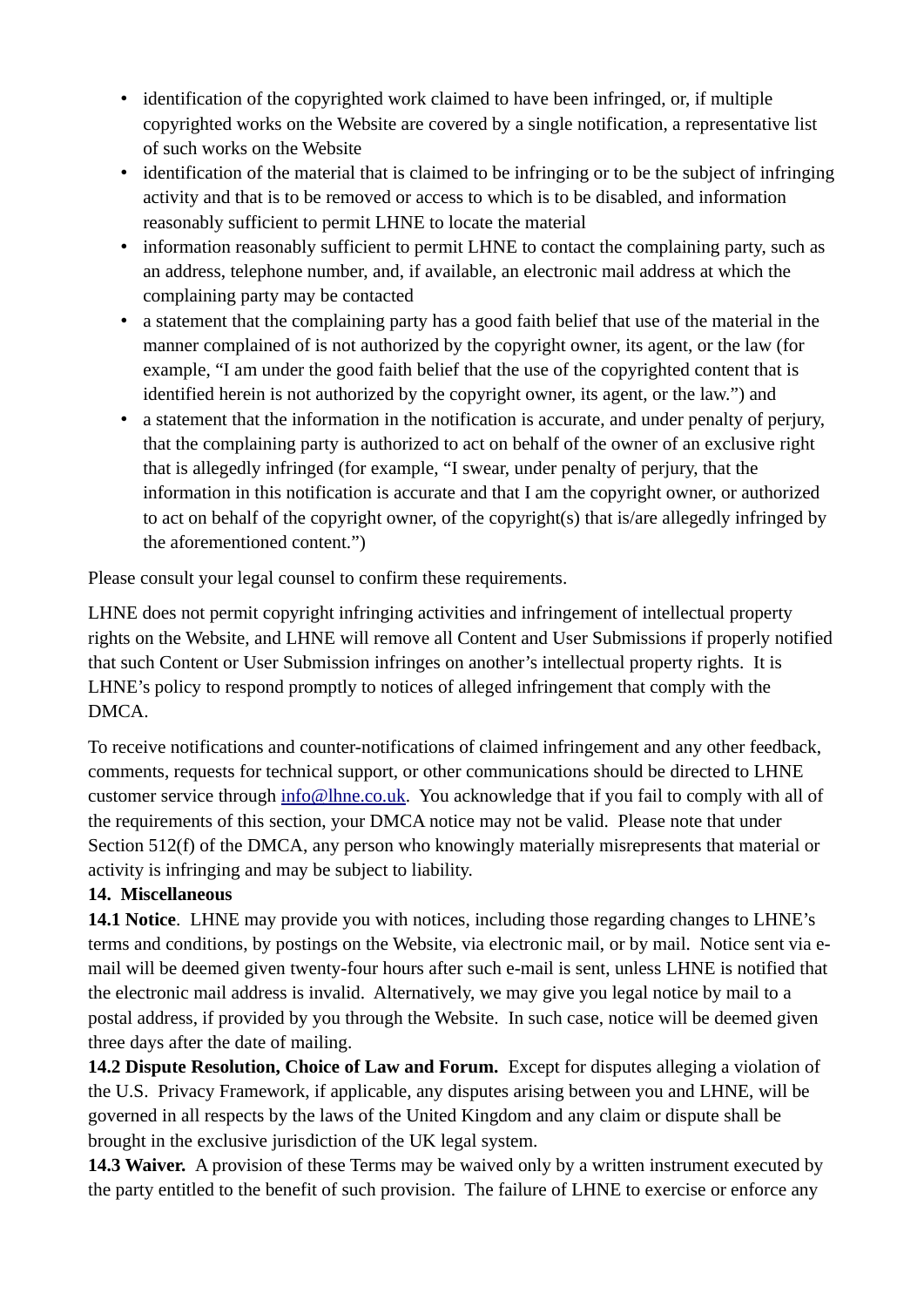- identification of the copyrighted work claimed to have been infringed, or, if multiple copyrighted works on the Website are covered by a single notification, a representative list of such works on the Website
- identification of the material that is claimed to be infringing or to be the subject of infringing activity and that is to be removed or access to which is to be disabled, and information reasonably sufficient to permit LHNE to locate the material
- information reasonably sufficient to permit LHNE to contact the complaining party, such as an address, telephone number, and, if available, an electronic mail address at which the complaining party may be contacted
- a statement that the complaining party has a good faith belief that use of the material in the manner complained of is not authorized by the copyright owner, its agent, or the law (for example, "I am under the good faith belief that the use of the copyrighted content that is identified herein is not authorized by the copyright owner, its agent, or the law.") and
- a statement that the information in the notification is accurate, and under penalty of perjury, that the complaining party is authorized to act on behalf of the owner of an exclusive right that is allegedly infringed (for example, "I swear, under penalty of perjury, that the information in this notification is accurate and that I am the copyright owner, or authorized to act on behalf of the copyright owner, of the copyright(s) that is/are allegedly infringed by the aforementioned content.")

Please consult your legal counsel to confirm these requirements.

LHNE does not permit copyright infringing activities and infringement of intellectual property rights on the Website, and LHNE will remove all Content and User Submissions if properly notified that such Content or User Submission infringes on another's intellectual property rights. It is LHNE's policy to respond promptly to notices of alleged infringement that comply with the DMCA.

To receive notifications and counter-notifications of claimed infringement and any other feedback, comments, requests for technical support, or other communications should be directed to LHNE customer service through [info@lhne.co.uk](mailto:info@lhne.co.uk). You acknowledge that if you fail to comply with all of the requirements of this section, your DMCA notice may not be valid. Please note that under Section 512(f) of the DMCA, any person who knowingly materially misrepresents that material or activity is infringing and may be subject to liability.

**14. Miscellaneous**

**14.1 Notice**. LHNE may provide you with notices, including those regarding changes to LHNE's terms and conditions, by postings on the Website, via electronic mail, or by mail. Notice sent via e-mail will be deemed given twenty-four hours after such e-mail is sent, unless LHNE is notified that the electronic mail address is invalid. Alternatively, we may give you legal notice by mail to a postal address, if provided by you through the Website. In such case, notice will be deemed given three days after the date of mailing.

**14.2 Dispute Resolution, Choice of Law and Forum.** Except for disputes alleging a violation of the U.S. Privacy Framework, if applicable, any disputes arising between you and LHNE, will be governed in all respects by the laws of the United Kingdom and any claim or dispute shall be brought in the exclusive jurisdiction of the UK legal system.

**14.3 Waiver.** A provision of these Terms may be waived only by a written instrument executed by the party entitled to the benefit of such provision. The failure of LHNE to exercise or enforce any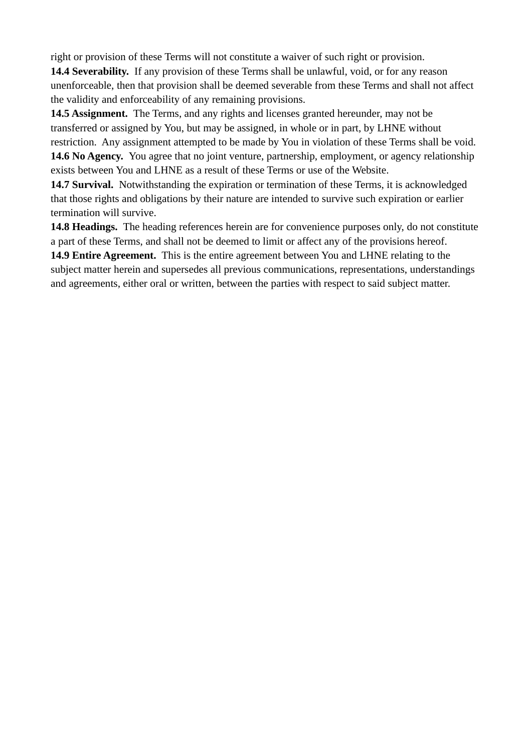right or provision of these Terms will not constitute a waiver of such right or provision.

**14.4 Severability.** If any provision of these Terms shall be unlawful, void, or for any reason unenforceable, then that provision shall be deemed severable from these Terms and shall not affect the validity and enforceability of any remaining provisions.

**14.5 Assignment.** The Terms, and any rights and licenses granted hereunder, may not be transferred or assigned by You, but may be assigned, in whole or in part, by LHNE without restriction. Any assignment attempted to be made by You in violation of these Terms shall be void.

**14.6 No Agency.** You agree that no joint venture, partnership, employment, or agency relationship exists between You and LHNE as a result of these Terms or use of the Website.

**14.7 Survival.** Notwithstanding the expiration or termination of these Terms, it is acknowledged that those rights and obligations by their nature are intended to survive such expiration or earlier termination will survive.

**14.8 Headings.** The heading references herein are for convenience purposes only, do not constitute a part of these Terms, and shall not be deemed to limit or affect any of the provisions hereof.

**14.9 Entire Agreement.** This is the entire agreement between You and LHNE relating to the subject matter herein and supersedes all previous communications, representations, understandings and agreements, either oral or written, between the parties with respect to said subject matter.